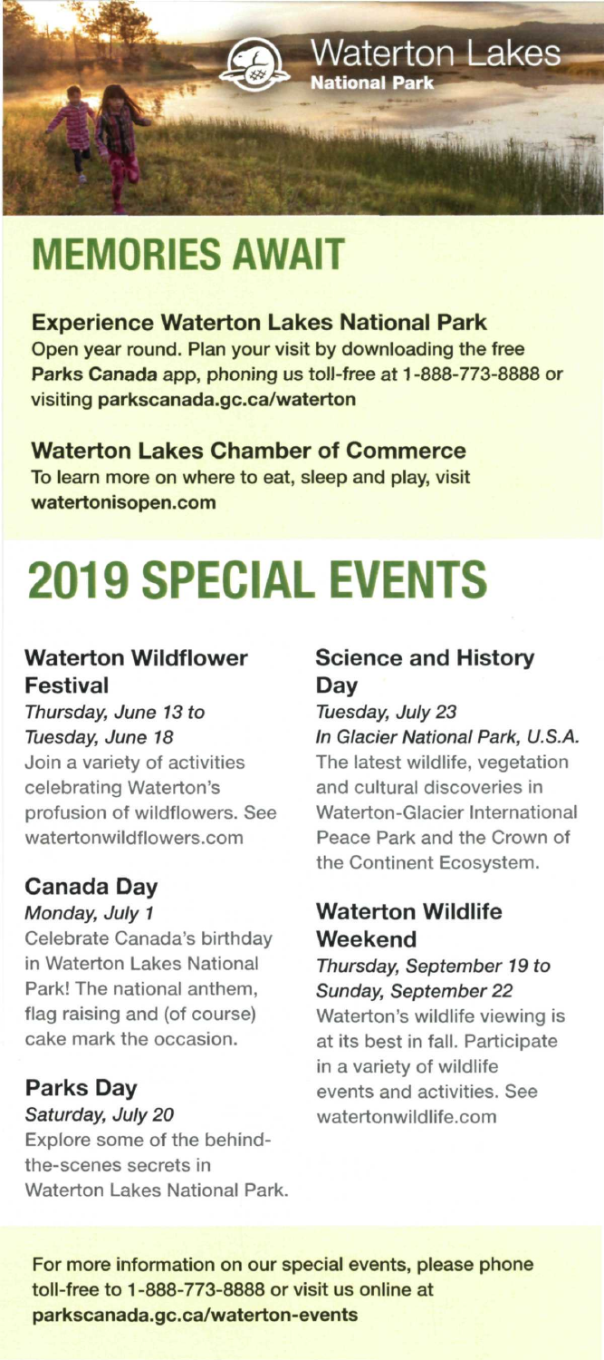Waterton Lakes
National Park

# MEMORIES AWAIT

### Experience Waterton Lakes National Park

Open year round. Plan your visit by downloading the free **Parks Canada** app, phoning us toll-free at 1-888-773-8888 or visiting **parkscanada.gc.ca/waterton**

### Waterton Lakes Chamber of Commerce

To learn more on where to eat, sleep and play, visit **watertonisopen.com**

# 2019 SPECIAL EVENTS

### Waterton Wildflower Festival

*Thursday, June 13 to Tuesday, June 18*

Join a variety of activities celebrating Waterton's profusion of wildflowers. See watertonwildflowers.com

### Canada Day

*Monday, July 1*

Celebrate Canada's birthday in Waterton Lakes National Park! The national anthem, flag raising and (of course) cake mark the occasion.

### Parks Day

*Saturday, July 20*

Explore some of the behind-the-scenes secrets in Waterton Lakes National Park.

### Science and History Day

*Tuesday, July 23*

*In Glacier National Park, U.S.A.*

The latest wildlife, vegetation and cultural discoveries in Waterton-Glacier International Peace Park and the Crown of the Continent Ecosystem.

### Waterton Wildlife Weekend

*Thursday, September 19 to Sunday, September 22*

Waterton's wildlife viewing is at its best in fall. Participate in a variety of wildlife events and activities. See watertonwildlife.com

For more information on our special events, please phone toll-free to 1-888-773-8888 or visit us online at **parkscanada.gc.ca/waterton-events**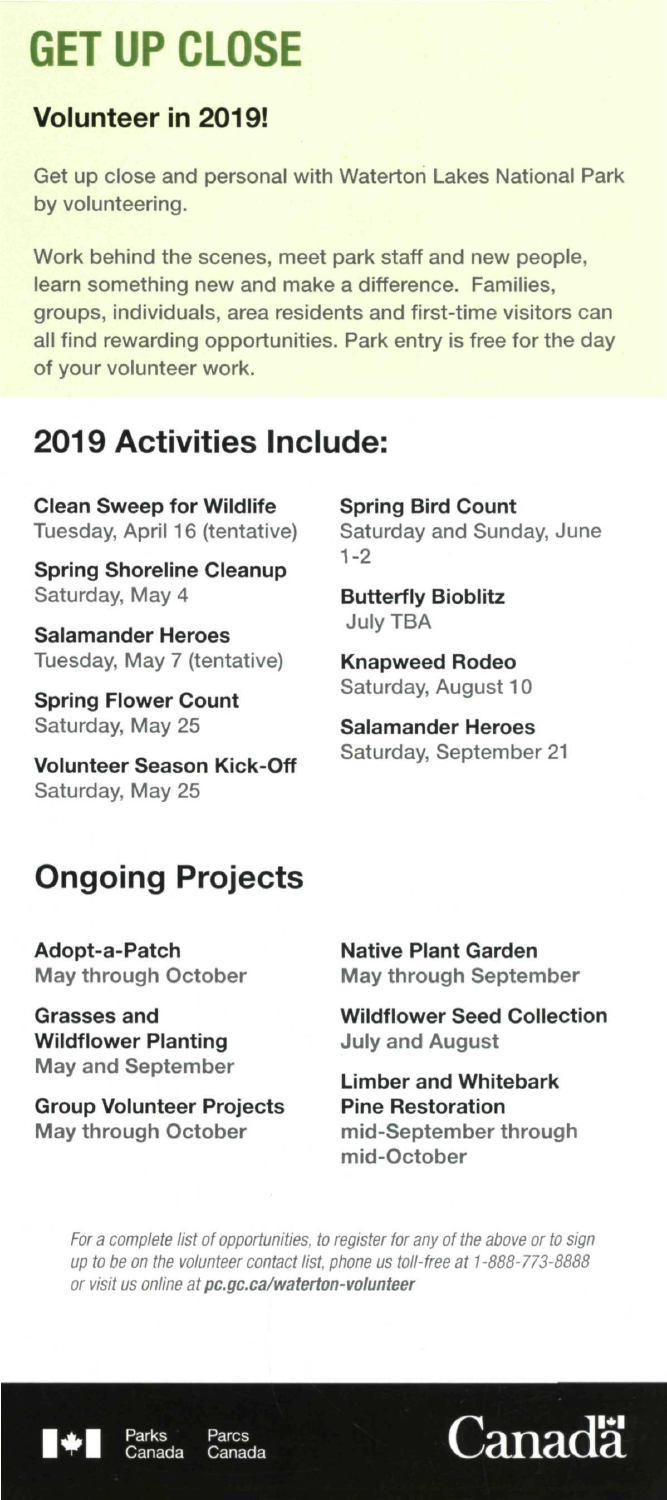# GET UP CLOSE

## Volunteer in 2019!

Get up close and personal with Waterton Lakes National Park by volunteering.

Work behind the scenes, meet park staff and new people, learn something new and make a difference. Families, groups, individuals, area residents and first-time visitors can all find rewarding opportunities. Park entry is free for the day of your volunteer work.

## 2019 Activities Include:

**Clean Sweep for Wildlife**
Tuesday, April 16 (tentative)

**Spring Shoreline Cleanup**
Saturday, May 4

**Salamander Heroes**
Tuesday, May 7 (tentative)

**Spring Flower Count**
Saturday, May 25

**Volunteer Season Kick-Off**
Saturday, May 25

**Spring Bird Count**
Saturday and Sunday, June 1-2

**Butterfly Bioblitz**
July TBA

**Knapweed Rodeo**
Saturday, August 10

**Salamander Heroes**
Saturday, September 21

## Ongoing Projects

**Adopt-a-Patch**
May through October

**Grasses and Wildflower Planting**
May and September

**Group Volunteer Projects**
May through October

**Native Plant Garden**
May through September

**Wildflower Seed Collection**
July and August

**Limber and Whitebark Pine Restoration**
mid-September through mid-October

*For a complete list of opportunities, to register for any of the above or to sign up to be on the volunteer contact list, phone us toll-free at 1-888-773-8888 or visit us online at* ***pc.gc.ca/waterton-volunteer***

Parks Canada Parcs Canada

Canada